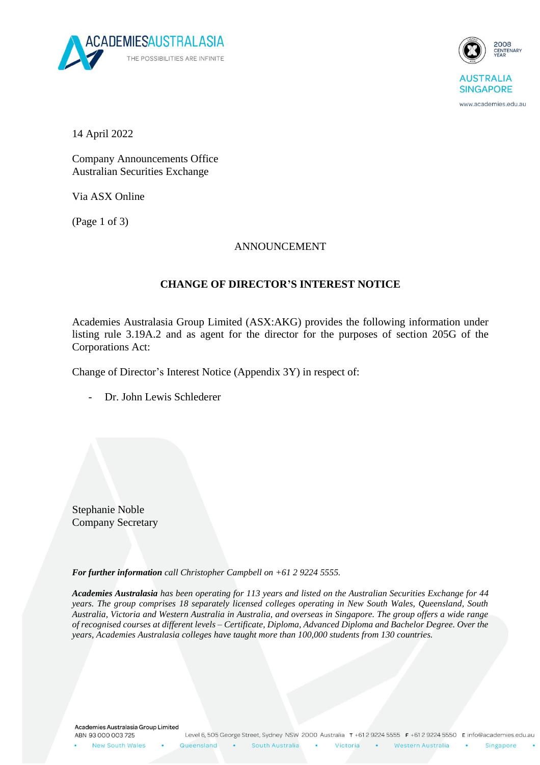14 April 2022

Company Announcements Office
Australian Securities Exchange

Via ASX Online

(Page 1 of 3)

ANNOUNCEMENT

## CHANGE OF DIRECTOR'S INTEREST NOTICE

Academies Australasia Group Limited (ASX:AKG) provides the following information under listing rule 3.19A.2 and as agent for the director for the purposes of section 205G of the Corporations Act:

Change of Director's Interest Notice (Appendix 3Y) in respect of:

- Dr. John Lewis Schlederer

Stephanie Noble
Company Secretary

***For further information*** *call Christopher Campbell on +61 2 9224 5555.*

***Academies Australasia*** *has been operating for 113 years and listed on the Australian Securities Exchange for 44 years. The group comprises 18 separately licensed colleges operating in New South Wales, Queensland, South Australia, Victoria and Western Australia in Australia, and overseas in Singapore. The group offers a wide range of recognised courses at different levels – Certificate, Diploma, Advanced Diploma and Bachelor Degree. Over the years, Academies Australasia colleges have taught more than 100,000 students from 130 countries.*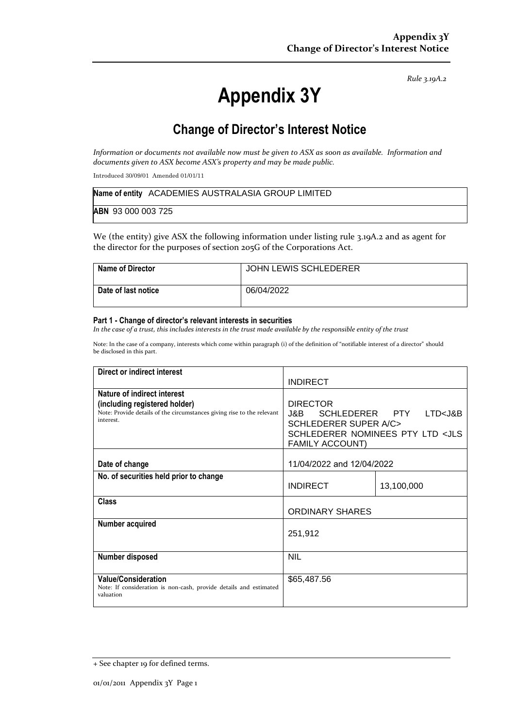*Rule 3.19A.2*

# Appendix 3Y

## Change of Director's Interest Notice

*Information or documents not available now must be given to ASX as soon as available. Information and documents given to ASX become ASX's property and may be made public.*

Introduced 30/09/01 Amended 01/01/11

| **Name of entity** ACADEMIES AUSTRALASIA GROUP LIMITED |
|---|
| **ABN** 93 000 003 725 |

We (the entity) give ASX the following information under listing rule 3.19A.2 and as agent for the director for the purposes of section 205G of the Corporations Act.

| **Name of Director** | JOHN LEWIS SCHLEDERER |
|---|---|
| **Date of last notice** | 06/04/2022 |

#### Part 1 - Change of director's relevant interests in securities

*In the case of a trust, this includes interests in the trust made available by the responsible entity of the trust*

Note: In the case of a company, interests which come within paragraph (i) of the definition of "notifiable interest of a director" should be disclosed in this part.

| **Direct or indirect interest** | INDIRECT | |
|---|---|---|
| **Nature of indirect interest (including registered holder)** Note: Provide details of the circumstances giving rise to the relevant interest. | DIRECTOR J&B SCHLEDERER PTY LTD<J&B SCHLEDERER SUPER A/C> SCHLEDERER NOMINEES PTY LTD <JLS FAMILY ACCOUNT) | |
| **Date of change** | 11/04/2022 and 12/04/2022 | |
| **No. of securities held prior to change** | INDIRECT | 13,100,000 |
| **Class** | ORDINARY SHARES | |
| **Number acquired** | 251,912 | |
| **Number disposed** | NIL | |
| **Value/Consideration** Note: If consideration is non-cash, provide details and estimated valuation | $65,487.56 | |

+ See chapter 19 for defined terms.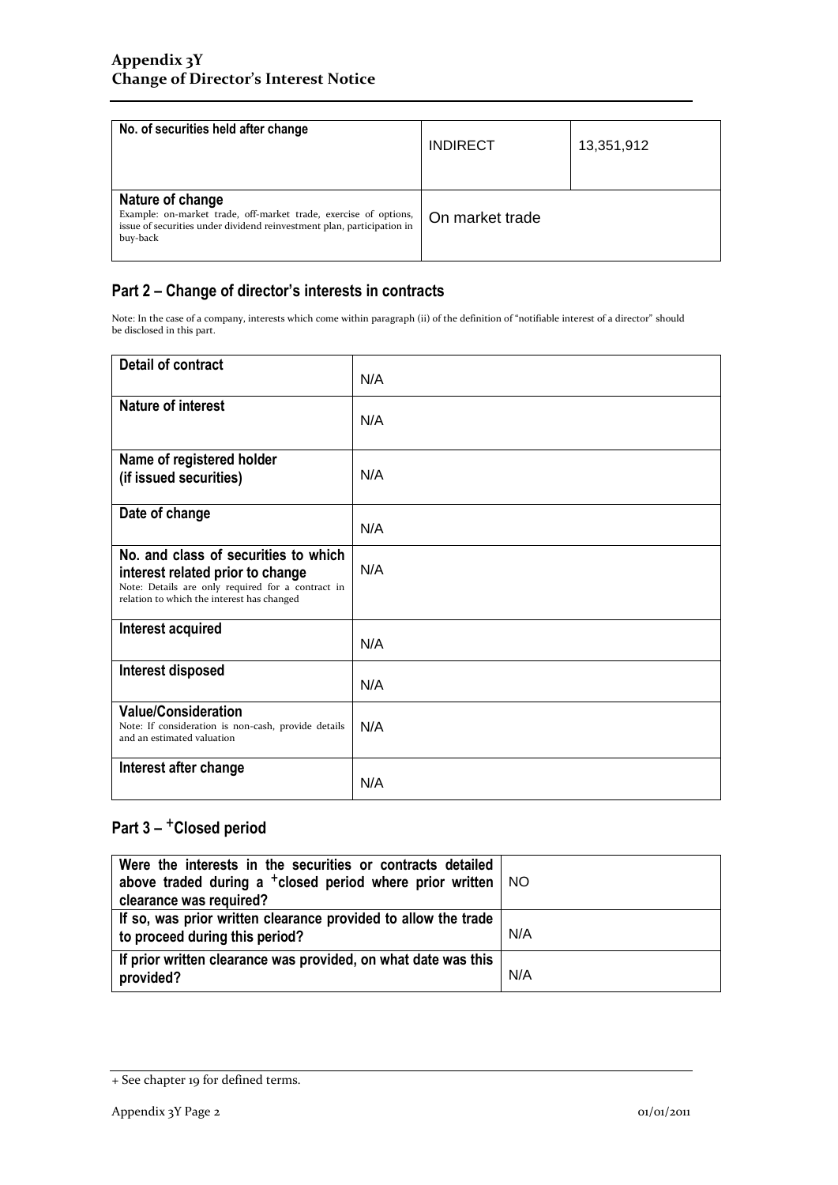| | | |
|---|---|---|
| **No. of securities held after change** | INDIRECT | 13,351,912 |
| **Nature of change**<br>Example: on-market trade, off-market trade, exercise of options, issue of securities under dividend reinvestment plan, participation in buy-back | On market trade | |

## Part 2 – Change of director's interests in contracts

Note: In the case of a company, interests which come within paragraph (ii) of the definition of "notifiable interest of a director" should be disclosed in this part.

| | |
|---|---|
| **Detail of contract** | N/A |
| **Nature of interest** | N/A |
| **Name of registered holder (if issued securities)** | N/A |
| **Date of change** | N/A |
| **No. and class of securities to which interest related prior to change**<br>Note: Details are only required for a contract in relation to which the interest has changed | N/A |
| **Interest acquired** | N/A |
| **Interest disposed** | N/A |
| **Value/Consideration**<br>Note: If consideration is non-cash, provide details and an estimated valuation | N/A |
| **Interest after change** | N/A |

## Part 3 – +Closed period

| | |
|---|---|
| **Were the interests in the securities or contracts detailed above traded during a +closed period where prior written clearance was required?** | NO |
| **If so, was prior written clearance provided to allow the trade to proceed during this period?** | N/A |
| **If prior written clearance was provided, on what date was this provided?** | N/A |

+ See chapter 19 for defined terms.